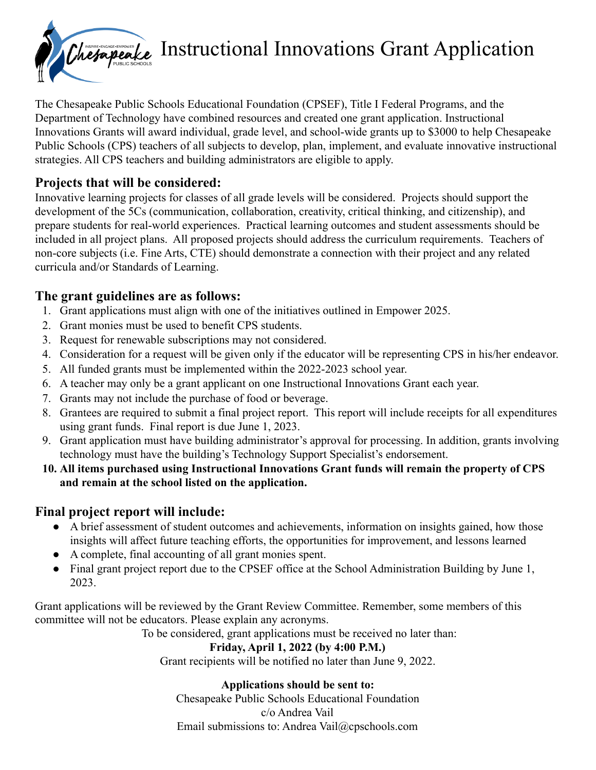# Instructional Innovations Grant Application

The Chesapeake Public Schools Educational Foundation (CPSEF), Title I Federal Programs, and the Department of Technology have combined resources and created one grant application. Instructional Innovations Grants will award individual, grade level, and school-wide grants up to $3000 to help Chesapeake Public Schools (CPS) teachers of all subjects to develop, plan, implement, and evaluate innovative instructional strategies. All CPS teachers and building administrators are eligible to apply.

## Projects that will be considered:

Innovative learning projects for classes of all grade levels will be considered. Projects should support the development of the 5Cs (communication, collaboration, creativity, critical thinking, and citizenship), and prepare students for real-world experiences. Practical learning outcomes and student assessments should be included in all project plans. All proposed projects should address the curriculum requirements. Teachers of non-core subjects (i.e. Fine Arts, CTE) should demonstrate a connection with their project and any related curricula and/or Standards of Learning.

## The grant guidelines are as follows:

1. Grant applications must align with one of the initiatives outlined in Empower 2025.
2. Grant monies must be used to benefit CPS students.
3. Request for renewable subscriptions may not considered.
4. Consideration for a request will be given only if the educator will be representing CPS in his/her endeavor.
5. All funded grants must be implemented within the 2022-2023 school year.
6. A teacher may only be a grant applicant on one Instructional Innovations Grant each year.
7. Grants may not include the purchase of food or beverage.
8. Grantees are required to submit a final project report. This report will include receipts for all expenditures using grant funds. Final report is due June 1, 2023.
9. Grant application must have building administrator's approval for processing. In addition, grants involving technology must have the building's Technology Support Specialist's endorsement.
10. **All items purchased using Instructional Innovations Grant funds will remain the property of CPS and remain at the school listed on the application.**

## Final project report will include:

- A brief assessment of student outcomes and achievements, information on insights gained, how those insights will affect future teaching efforts, the opportunities for improvement, and lessons learned
- A complete, final accounting of all grant monies spent.
- Final grant project report due to the CPSEF office at the School Administration Building by June 1, 2023.

Grant applications will be reviewed by the Grant Review Committee. Remember, some members of this committee will not be educators. Please explain any acronyms.

To be considered, grant applications must be received no later than:

**Friday, April 1, 2022 (by 4:00 P.M.)**

Grant recipients will be notified no later than June 9, 2022.

**Applications should be sent to:**

Chesapeake Public Schools Educational Foundation
c/o Andrea Vail
Email submissions to: Andrea Vail@cpschools.com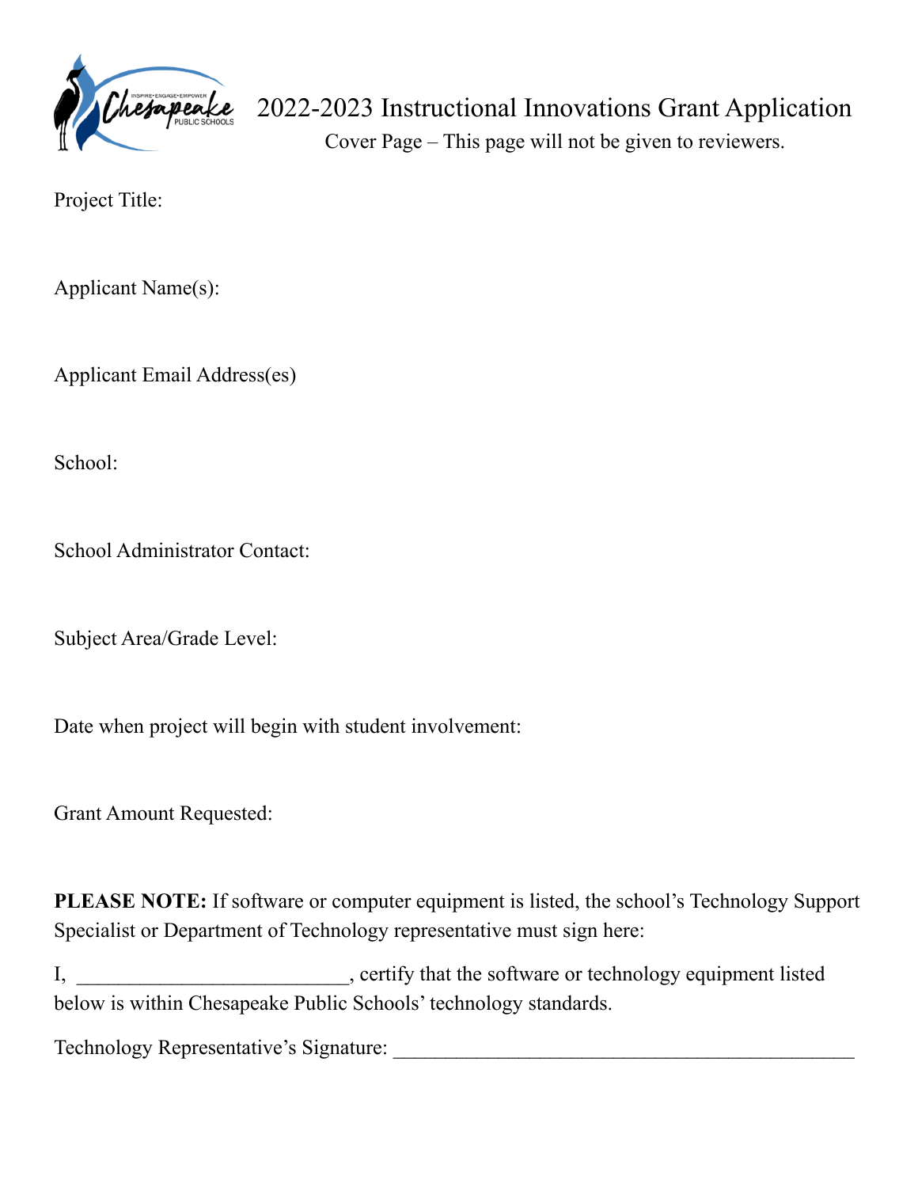# 2022-2023 Instructional Innovations Grant Application

Cover Page – This page will not be given to reviewers.

Project Title:

Applicant Name(s):

Applicant Email Address(es)

School:

School Administrator Contact:

Subject Area/Grade Level:

Date when project will begin with student involvement:

Grant Amount Requested:

**PLEASE NOTE:** If software or computer equipment is listed, the school's Technology Support Specialist or Department of Technology representative must sign here:

I, __________________________, certify that the software or technology equipment listed below is within Chesapeake Public Schools' technology standards.

Technology Representative's Signature: _____________________________________________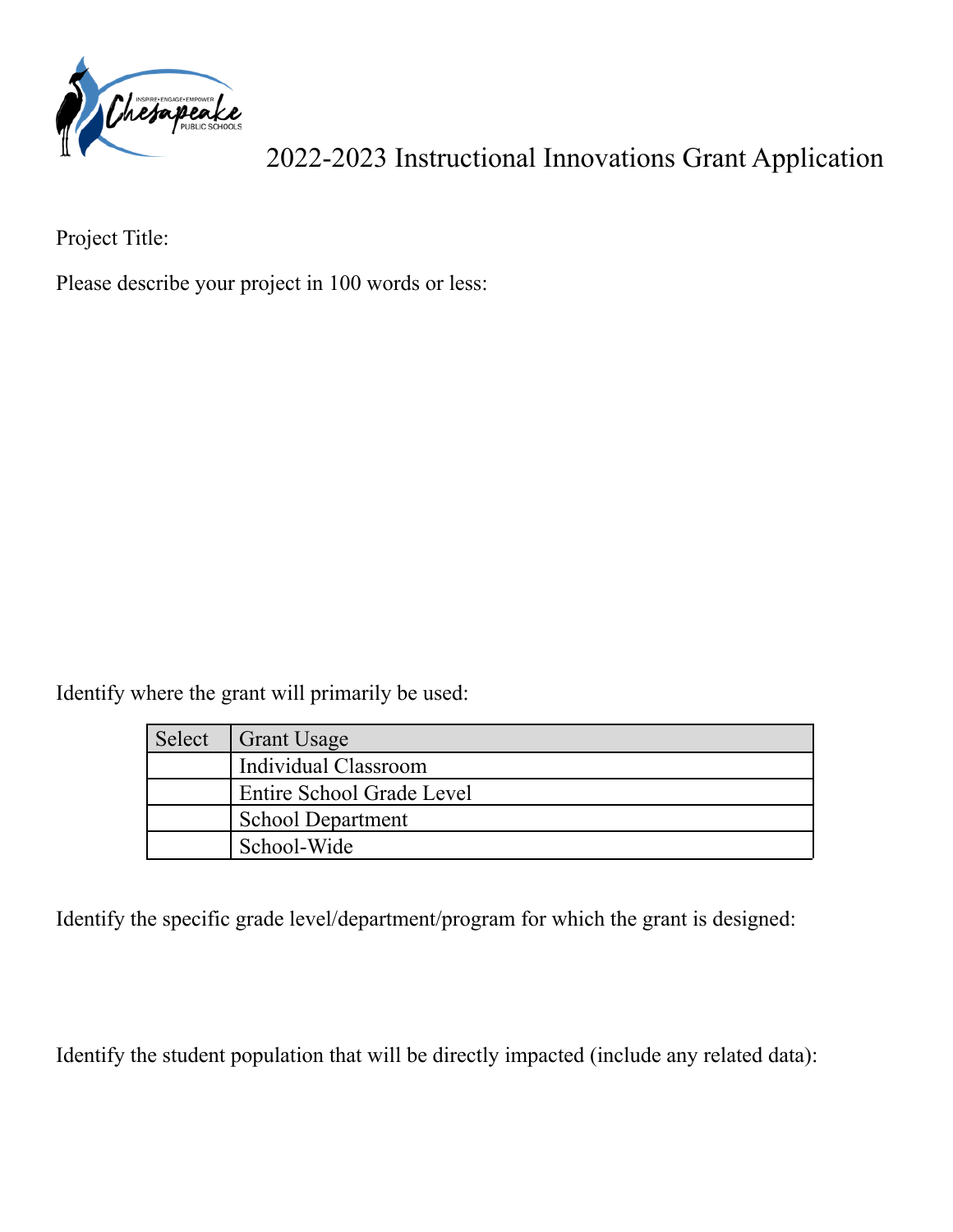# 2022-2023 Instructional Innovations Grant Application

Project Title:

Please describe your project in 100 words or less:

Identify where the grant will primarily be used:

| Select | Grant Usage |
| --- | --- |
| | Individual Classroom |
| | Entire School Grade Level |
| | School Department |
| | School-Wide |

Identify the specific grade level/department/program for which the grant is designed:

Identify the student population that will be directly impacted (include any related data):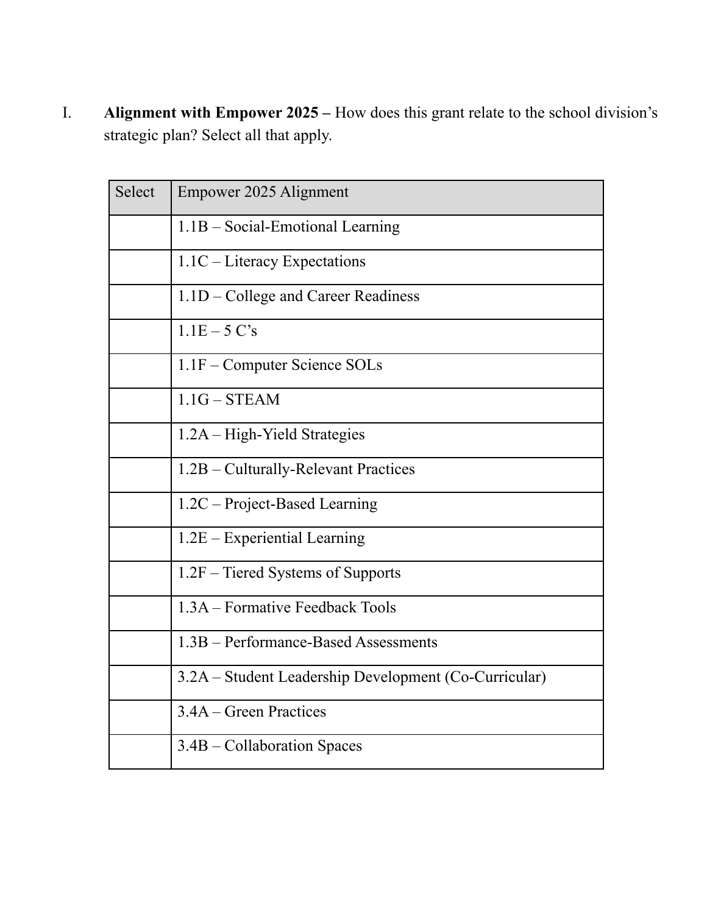I. **Alignment with Empower 2025 –** How does this grant relate to the school division's strategic plan? Select all that apply.

| Select | Empower 2025 Alignment |
|---|---|
| | 1.1B – Social-Emotional Learning |
| | 1.1C – Literacy Expectations |
| | 1.1D – College and Career Readiness |
| | 1.1E – 5 C's |
| | 1.1F – Computer Science SOLs |
| | 1.1G – STEAM |
| | 1.2A – High-Yield Strategies |
| | 1.2B – Culturally-Relevant Practices |
| | 1.2C – Project-Based Learning |
| | 1.2E – Experiential Learning |
| | 1.2F – Tiered Systems of Supports |
| | 1.3A – Formative Feedback Tools |
| | 1.3B – Performance-Based Assessments |
| | 3.2A – Student Leadership Development (Co-Curricular) |
| | 3.4A – Green Practices |
| | 3.4B – Collaboration Spaces |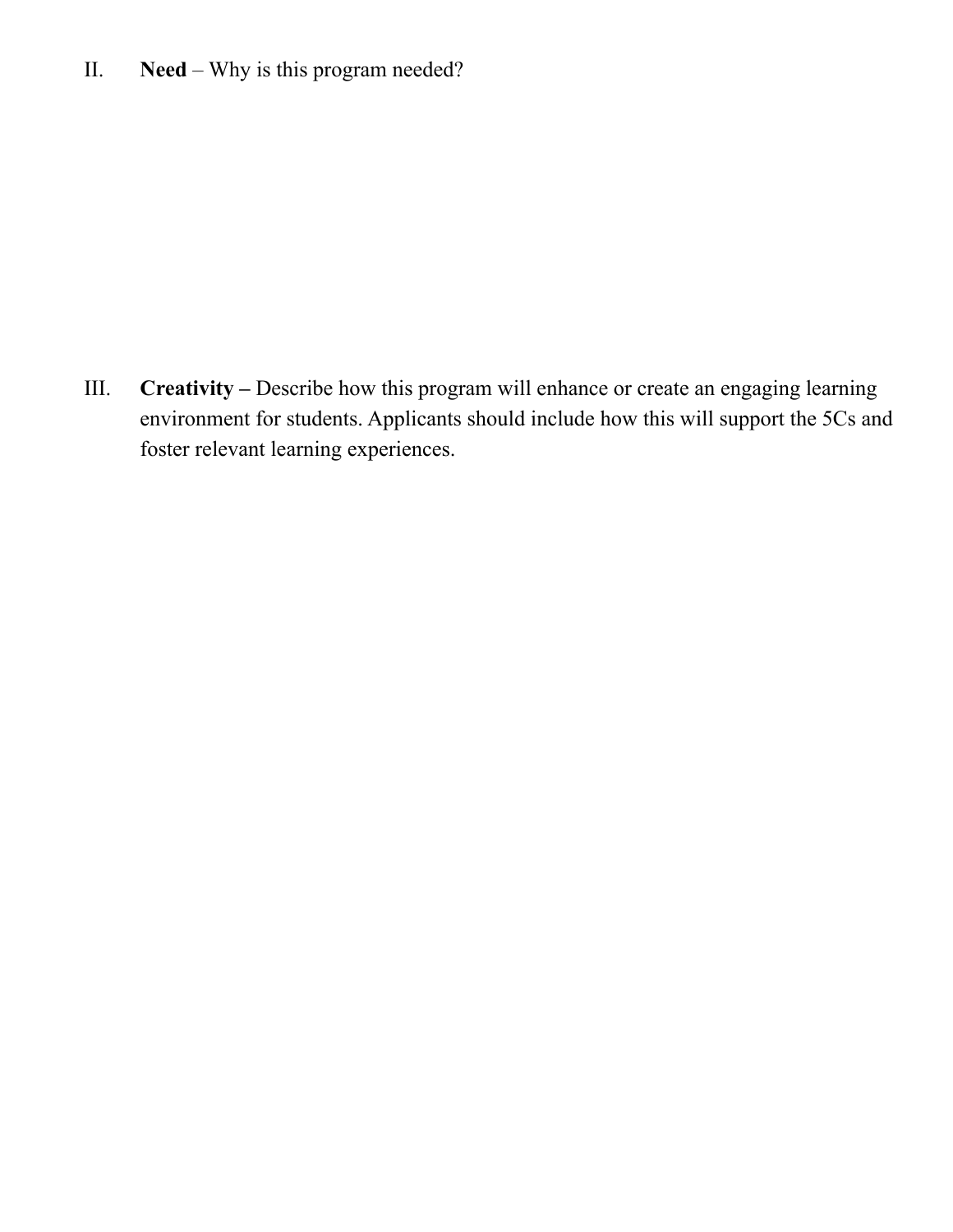II. **Need** – Why is this program needed?

III. **Creativity –** Describe how this program will enhance or create an engaging learning environment for students. Applicants should include how this will support the 5Cs and foster relevant learning experiences.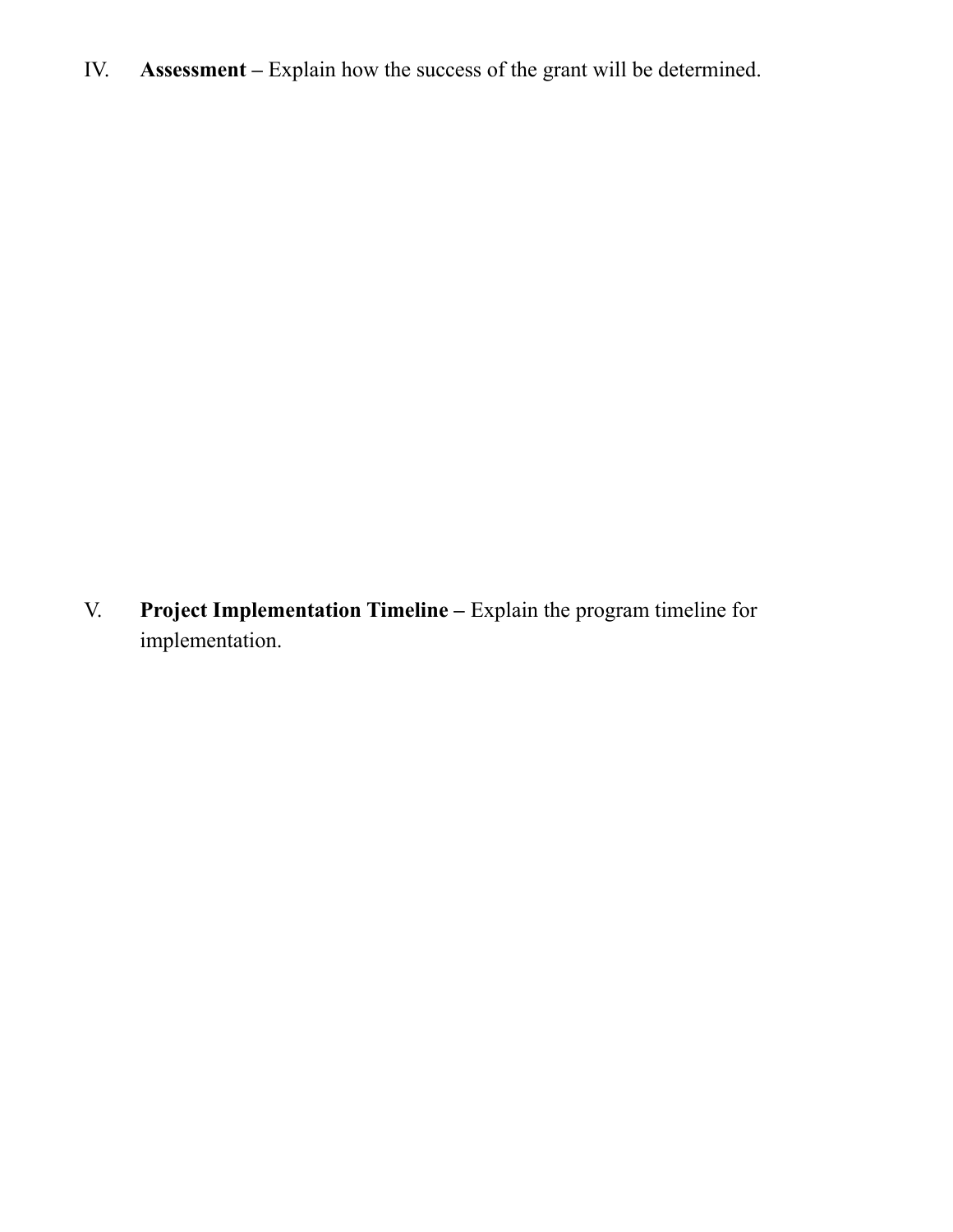IV. **Assessment –** Explain how the success of the grant will be determined.

V. **Project Implementation Timeline –** Explain the program timeline for implementation.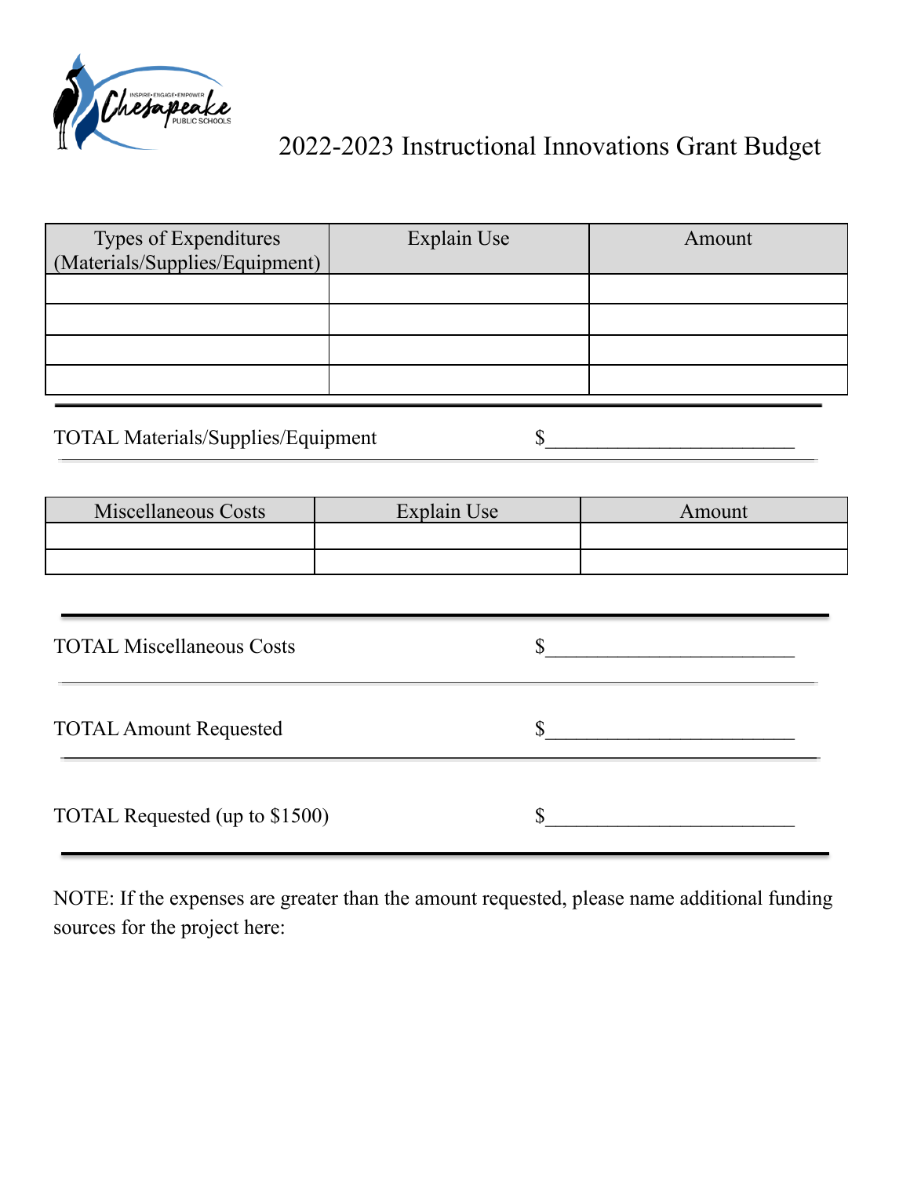# 2022-2023 Instructional Innovations Grant Budget

| Types of Expenditures (Materials/Supplies/Equipment) | Explain Use | Amount |
|---|---|---|
| | | |
| | | |
| | | |
| | | |

TOTAL Materials/Supplies/Equipment $________________________

| Miscellaneous Costs | Explain Use | Amount |
|---|---|---|
| | | |
| | | |

TOTAL Miscellaneous Costs $________________________

TOTAL Amount Requested $________________________

TOTAL Requested (up to $1500) $________________________

NOTE: If the expenses are greater than the amount requested, please name additional funding sources for the project here: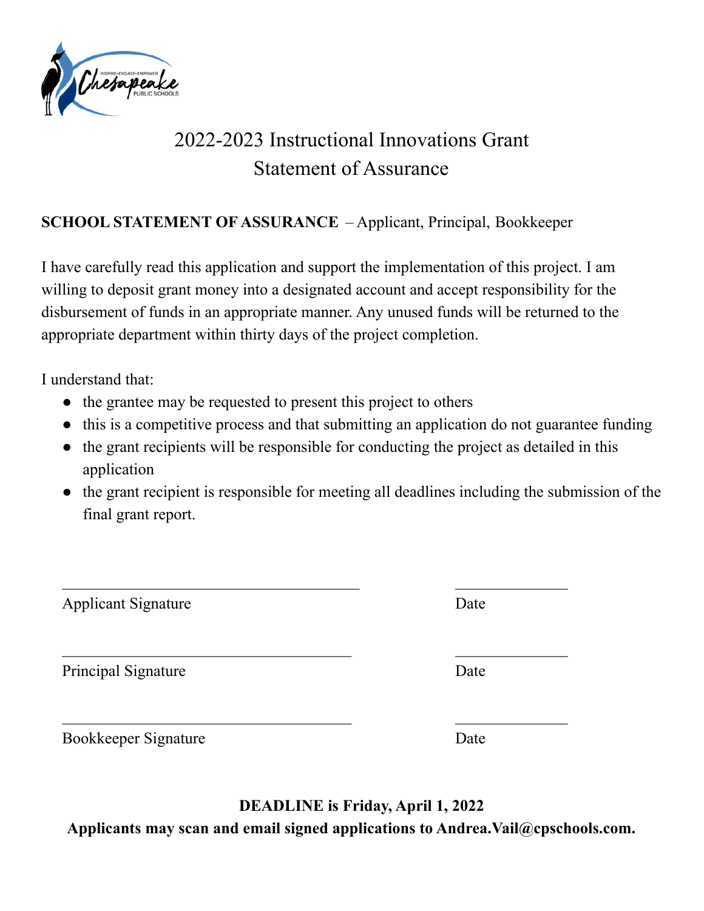# 2022-2023 Instructional Innovations Grant
# Statement of Assurance

**SCHOOL STATEMENT OF ASSURANCE** – Applicant, Principal, Bookkeeper

I have carefully read this application and support the implementation of this project. I am willing to deposit grant money into a designated account and accept responsibility for the disbursement of funds in an appropriate manner. Any unused funds will be returned to the appropriate department within thirty days of the project completion.

I understand that:

- the grantee may be requested to present this project to others
- this is a competitive process and that submitting an application do not guarantee funding
- the grant recipients will be responsible for conducting the project as detailed in this application
- the grant recipient is responsible for meeting all deadlines including the submission of the final grant report.

_____________________________________ ______________

Applicant Signature Date

_____________________________________ ______________

Principal Signature Date

_____________________________________ ______________

Bookkeeper Signature Date

**DEADLINE is Friday, April 1, 2022**

**Applicants may scan and email signed applications to Andrea.Vail@cpschools.com.**